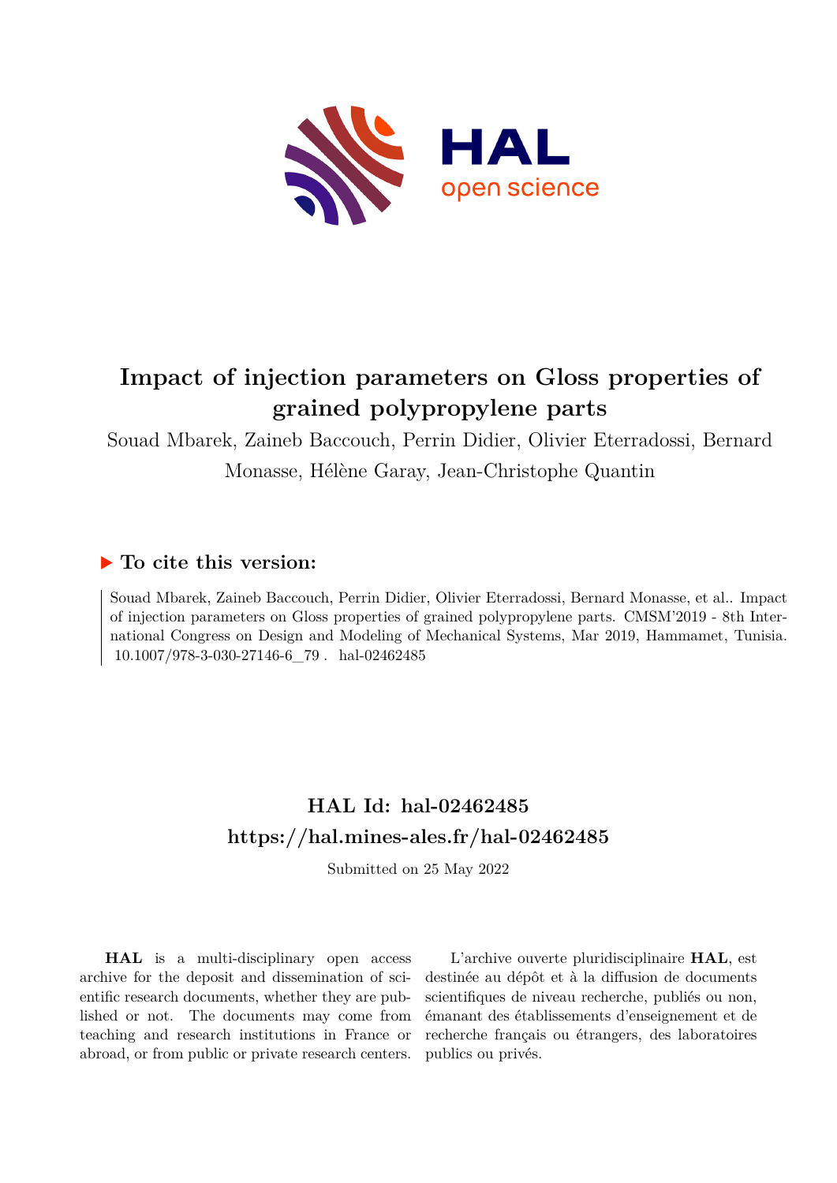# Impact of injection parameters on Gloss properties of grained polypropylene parts

Souad Mbarek, Zaineb Baccouch, Perrin Didier, Olivier Eterradossi, Bernard Monasse, Hélène Garay, Jean-Christophe Quantin

## ▶ To cite this version:

Souad Mbarek, Zaineb Baccouch, Perrin Didier, Olivier Eterradossi, Bernard Monasse, et al.. Impact of injection parameters on Gloss properties of grained polypropylene parts. CMSM'2019 - 8th International Congress on Design and Modeling of Mechanical Systems, Mar 2019, Hammamet, Tunisia. 10.1007/978-3-030-27146-6_79 . hal-02462485

## HAL Id: hal-02462485

## https://hal.mines-ales.fr/hal-02462485

Submitted on 25 May 2022

**HAL** is a multi-disciplinary open access archive for the deposit and dissemination of scientific research documents, whether they are published or not. The documents may come from teaching and research institutions in France or abroad, or from public or private research centers.

L'archive ouverte pluridisciplinaire **HAL**, est destinée au dépôt et à la diffusion de documents scientifiques de niveau recherche, publiés ou non, émanant des établissements d'enseignement et de recherche français ou étrangers, des laboratoires publics ou privés.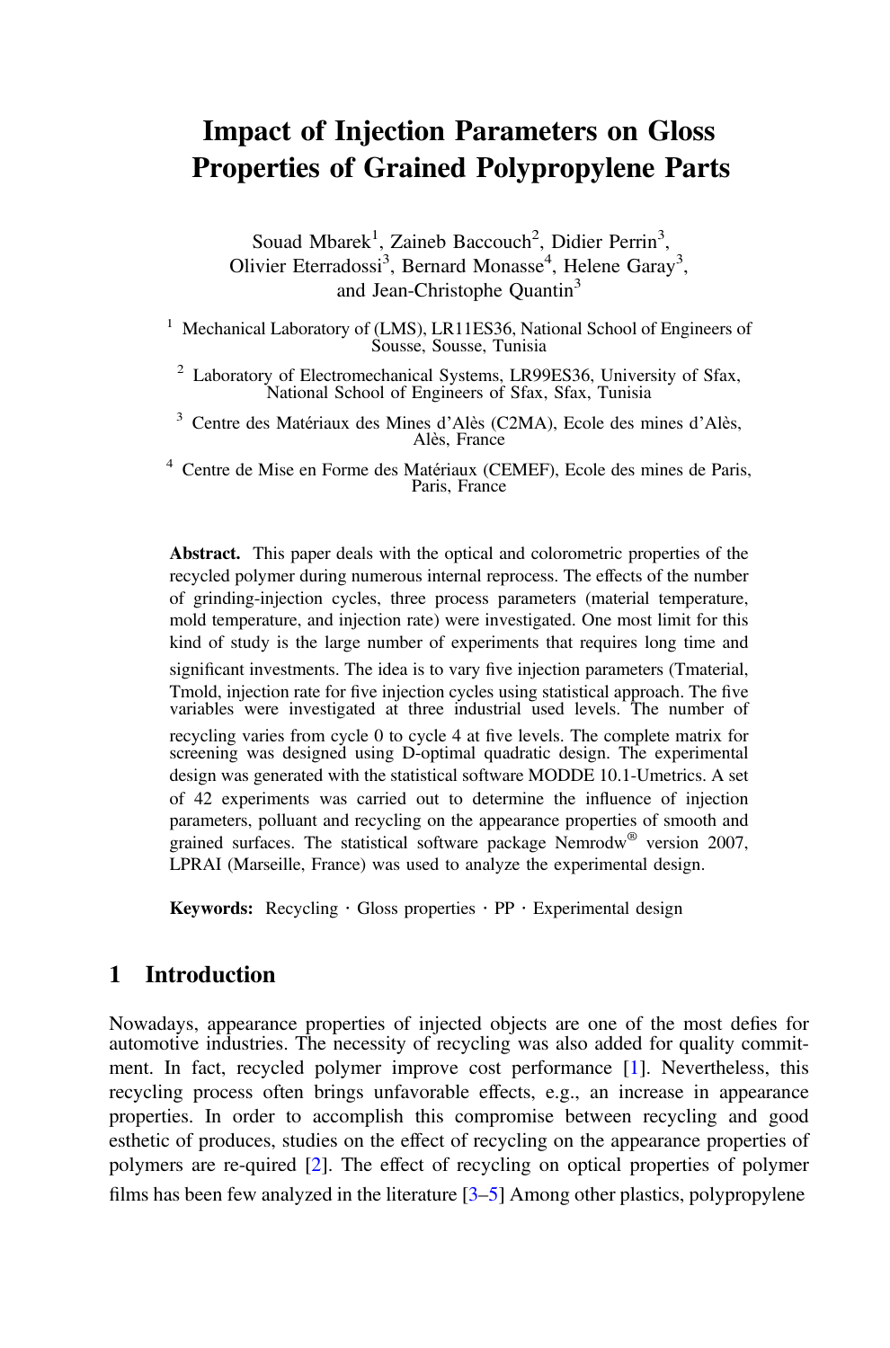# Impact of Injection Parameters on Gloss Properties of Grained Polypropylene Parts

Souad Mbarek[1], Zaineb Baccouch[2], Didier Perrin[3], Olivier Eterradossi[3], Bernard Monasse[4], Helene Garay[3], and Jean-Christophe Quantin[3]

[1] Mechanical Laboratory of (LMS), LR11ES36, National School of Engineers of Sousse, Sousse, Tunisia

[2] Laboratory of Electromechanical Systems, LR99ES36, University of Sfax, National School of Engineers of Sfax, Sfax, Tunisia

[3] Centre des Matériaux des Mines d'Alès (C2MA), Ecole des mines d'Alès, Alès, France

[4] Centre de Mise en Forme des Matériaux (CEMEF), Ecole des mines de Paris, Paris, France

**Abstract.** This paper deals with the optical and colorometric properties of the recycled polymer during numerous internal reprocess. The effects of the number of grinding-injection cycles, three process parameters (material temperature, mold temperature, and injection rate) were investigated. One most limit for this kind of study is the large number of experiments that requires long time and significant investments. The idea is to vary five injection parameters (Tmaterial, Tmold, injection rate for five injection cycles using statistical approach. The five variables were investigated at three industrial used levels. The number of recycling varies from cycle 0 to cycle 4 at five levels. The complete matrix for screening was designed using D-optimal quadratic design. The experimental design was generated with the statistical software MODDE 10.1-Umetrics. A set of 42 experiments was carried out to determine the influence of injection parameters, polluant and recycling on the appearance properties of smooth and grained surfaces. The statistical software package Nemrodw® version 2007, LPRAI (Marseille, France) was used to analyze the experimental design.

**Keywords:** Recycling · Gloss properties · PP · Experimental design

## 1 Introduction

Nowadays, appearance properties of injected objects are one of the most defies for automotive industries. The necessity of recycling was also added for quality commitment. In fact, recycled polymer improve cost performance [1]. Nevertheless, this recycling process often brings unfavorable effects, e.g., an increase in appearance properties. In order to accomplish this compromise between recycling and good esthetic of produces, studies on the effect of recycling on the appearance properties of polymers are re-quired [2]. The effect of recycling on optical properties of polymer films has been few analyzed in the literature [3–5] Among other plastics, polypropylene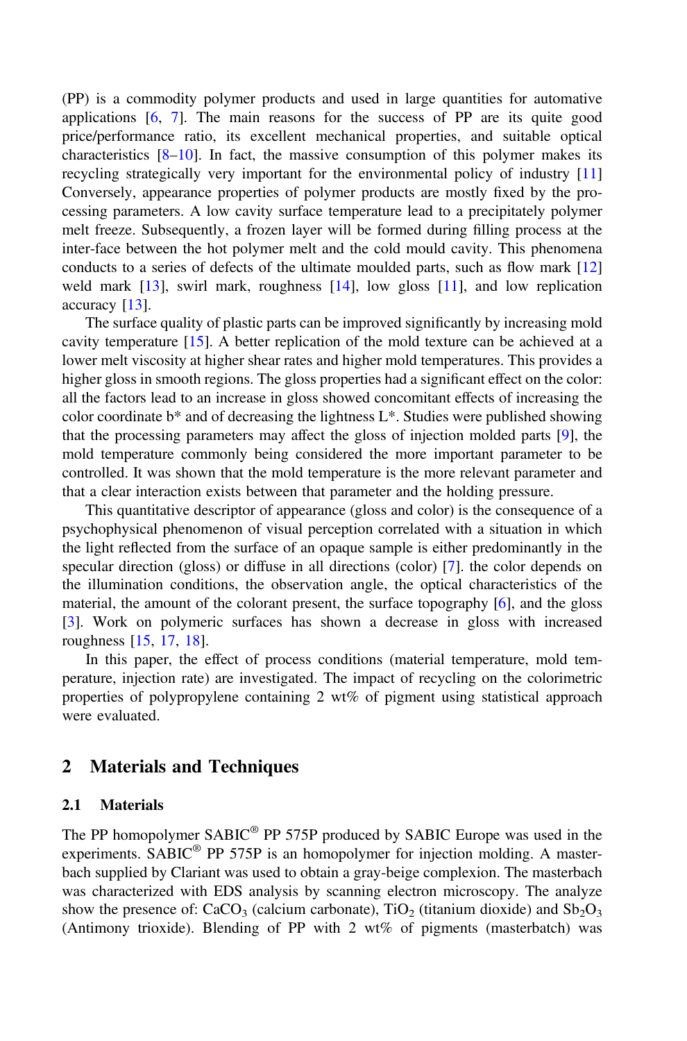(PP) is a commodity polymer products and used in large quantities for automative applications [6, 7]. The main reasons for the success of PP are its quite good price/performance ratio, its excellent mechanical properties, and suitable optical characteristics [8–10]. In fact, the massive consumption of this polymer makes its recycling strategically very important for the environmental policy of industry [11] Conversely, appearance properties of polymer products are mostly fixed by the processing parameters. A low cavity surface temperature lead to a precipitately polymer melt freeze. Subsequently, a frozen layer will be formed during filling process at the inter-face between the hot polymer melt and the cold mould cavity. This phenomena conducts to a series of defects of the ultimate moulded parts, such as flow mark [12] weld mark [13], swirl mark, roughness [14], low gloss [11], and low replication accuracy [13].

The surface quality of plastic parts can be improved significantly by increasing mold cavity temperature [15]. A better replication of the mold texture can be achieved at a lower melt viscosity at higher shear rates and higher mold temperatures. This provides a higher gloss in smooth regions. The gloss properties had a significant effect on the color: all the factors lead to an increase in gloss showed concomitant effects of increasing the color coordinate b* and of decreasing the lightness L*. Studies were published showing that the processing parameters may affect the gloss of injection molded parts [9], the mold temperature commonly being considered the more important parameter to be controlled. It was shown that the mold temperature is the more relevant parameter and that a clear interaction exists between that parameter and the holding pressure.

This quantitative descriptor of appearance (gloss and color) is the consequence of a psychophysical phenomenon of visual perception correlated with a situation in which the light reflected from the surface of an opaque sample is either predominantly in the specular direction (gloss) or diffuse in all directions (color) [7]. the color depends on the illumination conditions, the observation angle, the optical characteristics of the material, the amount of the colorant present, the surface topography [6], and the gloss [3]. Work on polymeric surfaces has shown a decrease in gloss with increased roughness [15, 17, 18].

In this paper, the effect of process conditions (material temperature, mold temperature, injection rate) are investigated. The impact of recycling on the colorimetric properties of polypropylene containing 2 wt% of pigment using statistical approach were evaluated.

## 2 Materials and Techniques

### 2.1 Materials

The PP homopolymer SABIC® PP 575P produced by SABIC Europe was used in the experiments. SABIC® PP 575P is an homopolymer for injection molding. A masterbach supplied by Clariant was used to obtain a gray-beige complexion. The masterbach was characterized with EDS analysis by scanning electron microscopy. The analyze show the presence of: $CaCO_3$ (calcium carbonate), $TiO_2$ (titanium dioxide) and $Sb_2O_3$ (Antimony trioxide). Blending of PP with 2 wt% of pigments (masterbach) was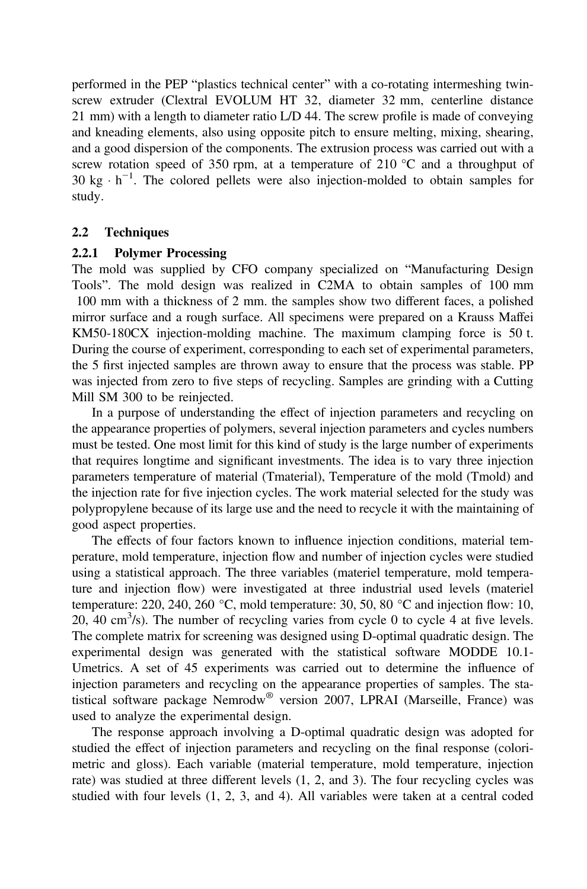performed in the PEP "plastics technical center" with a co-rotating intermeshing twin-screw extruder (Clextral EVOLUM HT 32, diameter 32 mm, centerline distance 21 mm) with a length to diameter ratio L/D 44. The screw profile is made of conveying and kneading elements, also using opposite pitch to ensure melting, mixing, shearing, and a good dispersion of the components. The extrusion process was carried out with a screw rotation speed of 350 rpm, at a temperature of 210 °C and a throughput of 30 $kg \cdot h^{-1}$. The colored pellets were also injection-molded to obtain samples for study.

### 2.2 Techniques

#### 2.2.1 Polymer Processing

The mold was supplied by CFO company specialized on "Manufacturing Design Tools". The mold design was realized in C2MA to obtain samples of 100 mm  100 mm with a thickness of 2 mm. the samples show two different faces, a polished mirror surface and a rough surface. All specimens were prepared on a Krauss Maffei KM50-180CX injection-molding machine. The maximum clamping force is 50 t. During the course of experiment, corresponding to each set of experimental parameters, the 5 first injected samples are thrown away to ensure that the process was stable. PP was injected from zero to five steps of recycling. Samples are grinding with a Cutting Mill SM 300 to be reinjected.

In a purpose of understanding the effect of injection parameters and recycling on the appearance properties of polymers, several injection parameters and cycles numbers must be tested. One most limit for this kind of study is the large number of experiments that requires longtime and significant investments. The idea is to vary three injection parameters temperature of material (Tmaterial), Temperature of the mold (Tmold) and the injection rate for five injection cycles. The work material selected for the study was polypropylene because of its large use and the need to recycle it with the maintaining of good aspect properties.

The effects of four factors known to influence injection conditions, material temperature, mold temperature, injection flow and number of injection cycles were studied using a statistical approach. The three variables (materiel temperature, mold temperature and injection flow) were investigated at three industrial used levels (materiel temperature: 220, 240, 260 °C, mold temperature: 30, 50, 80 °C and injection flow: 10, 20, 40 $cm^3/s$). The number of recycling varies from cycle 0 to cycle 4 at five levels. The complete matrix for screening was designed using D-optimal quadratic design. The experimental design was generated with the statistical software MODDE 10.1-Umetrics. A set of 45 experiments was carried out to determine the influence of injection parameters and recycling on the appearance properties of samples. The statistical software package Nemrodw® version 2007, LPRAI (Marseille, France) was used to analyze the experimental design.

The response approach involving a D-optimal quadratic design was adopted for studied the effect of injection parameters and recycling on the final response (colorimetric and gloss). Each variable (material temperature, mold temperature, injection rate) was studied at three different levels (1, 2, and 3). The four recycling cycles was studied with four levels (1, 2, 3, and 4). All variables were taken at a central coded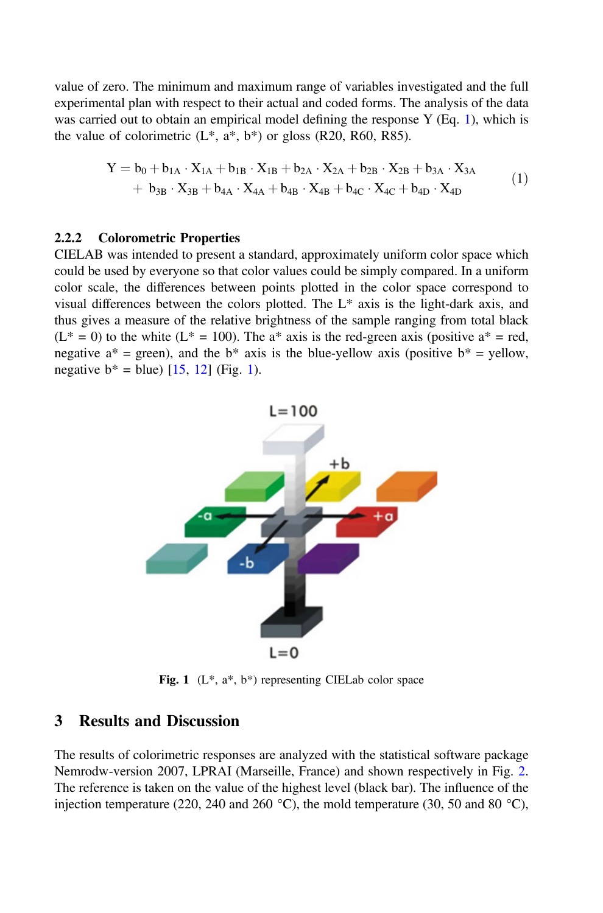value of zero. The minimum and maximum range of variables investigated and the full experimental plan with respect to their actual and coded forms. The analysis of the data was carried out to obtain an empirical model defining the response Y (Eq. 1), which is the value of colorimetric (L*, a*, b*) or gloss (R20, R60, R85).

$$Y = b_0 + b_{1A} \cdot X_{1A} + b_{1B} \cdot X_{1B} + b_{2A} \cdot X_{2A} + b_{2B} \cdot X_{2B} + b_{3A} \cdot X_{3A} + b_{3B} \cdot X_{3B} + b_{4A} \cdot X_{4A} + b_{4B} \cdot X_{4B} + b_{4C} \cdot X_{4C} + b_{4D} \cdot X_{4D} \quad (1)$$

### 2.2.2 Colorometric Properties

CIELAB was intended to present a standard, approximately uniform color space which could be used by everyone so that color values could be simply compared. In a uniform color scale, the differences between points plotted in the color space correspond to visual differences between the colors plotted. The L* axis is the light-dark axis, and thus gives a measure of the relative brightness of the sample ranging from total black (L* = 0) to the white (L* = 100). The a* axis is the red-green axis (positive a* = red, negative a* = green), and the b* axis is the blue-yellow axis (positive b* = yellow, negative b* = blue) [15, 12] (Fig. 1).

**Fig. 1** (L*, a*, b*) representing CIELab color space

## 3 Results and Discussion

The results of colorimetric responses are analyzed with the statistical software package Nemrodw-version 2007, LPRAI (Marseille, France) and shown respectively in Fig. 2. The reference is taken on the value of the highest level (black bar). The influence of the injection temperature (220, 240 and 260 °C), the mold temperature (30, 50 and 80 °C),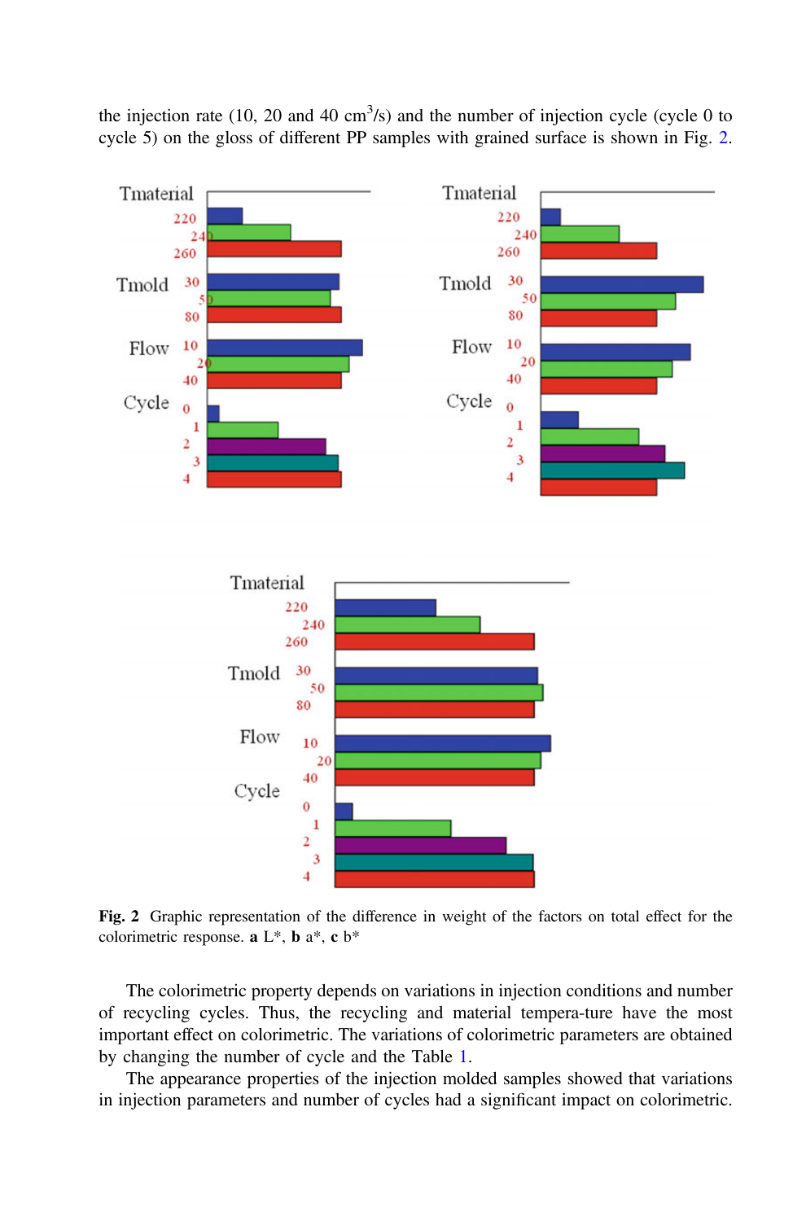the injection rate (10, 20 and 40 $cm^3/s$) and the number of injection cycle (cycle 0 to cycle 5) on the gloss of different PP samples with grained surface is shown in Fig. 2.

**Fig. 2** Graphic representation of the difference in weight of the factors on total effect for the colorimetric response. **a** L*, **b** a*, **c** b*

The colorimetric property depends on variations in injection conditions and number of recycling cycles. Thus, the recycling and material tempera-ture have the most important effect on colorimetric. The variations of colorimetric parameters are obtained by changing the number of cycle and the Table 1.

The appearance properties of the injection molded samples showed that variations in injection parameters and number of cycles had a significant impact on colorimetric.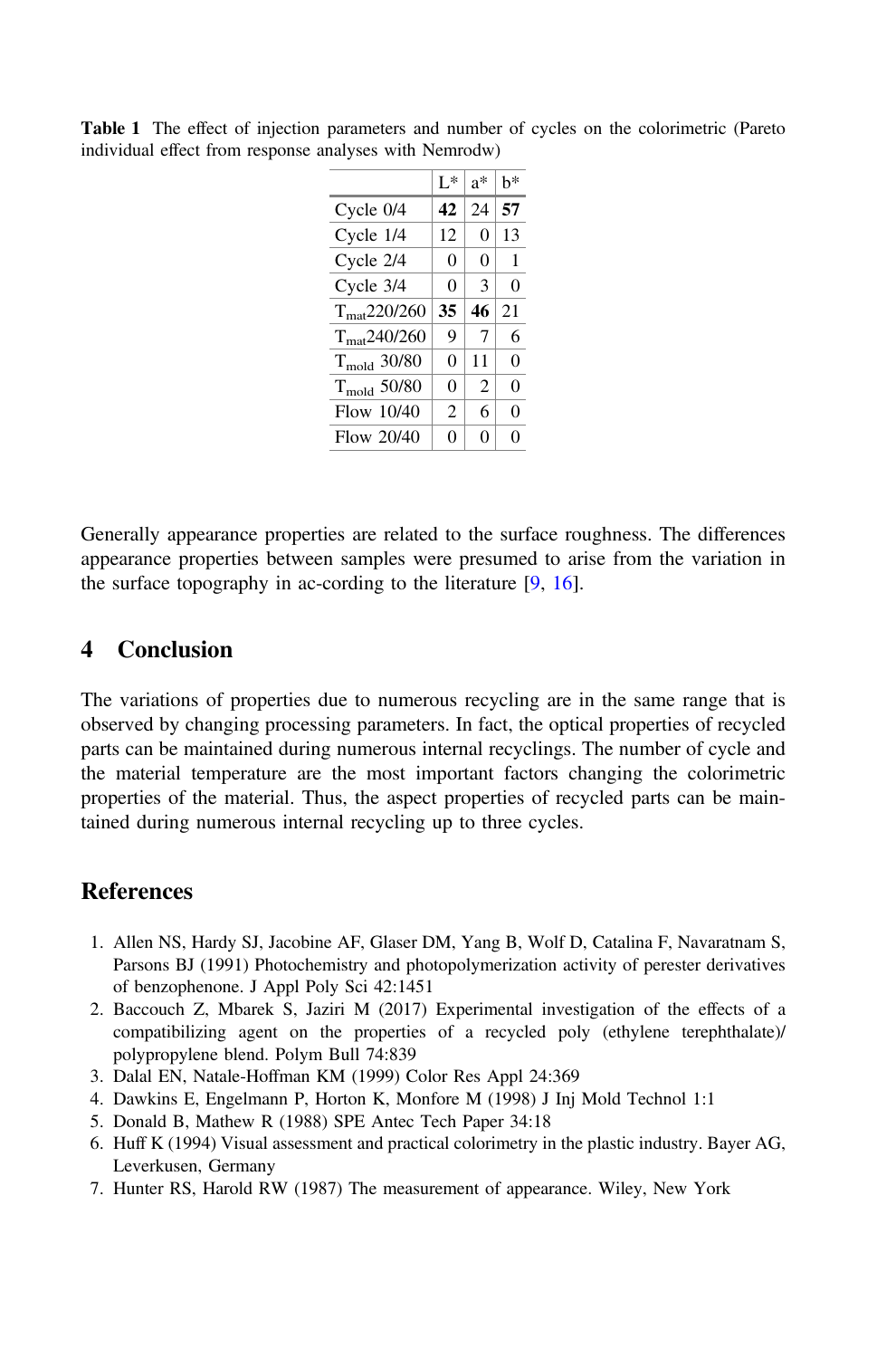**Table 1** The effect of injection parameters and number of cycles on the colorimetric (Pareto individual effect from response analyses with Nemrodw)

| | L* | a* | b* |
|---|---|---|---|
| Cycle 0/4 | **42** | 24 | **57** |
| Cycle 1/4 | 12 | 0 | 13 |
| Cycle 2/4 | 0 | 0 | 1 |
| Cycle 3/4 | 0 | 3 | 0 |
| $T_{mat}$220/260 | **35** | **46** | 21 |
| $T_{mat}$240/260 | 9 | 7 | 6 |
| $T_{mold}$ 30/80 | 0 | 11 | 0 |
| $T_{mold}$ 50/80 | 0 | 2 | 0 |
| Flow 10/40 | 2 | 6 | 0 |
| Flow 20/40 | 0 | 0 | 0 |

Generally appearance properties are related to the surface roughness. The differences appearance properties between samples were presumed to arise from the variation in the surface topography in ac-cording to the literature [9, 16].

## 4 Conclusion

The variations of properties due to numerous recycling are in the same range that is observed by changing processing parameters. In fact, the optical properties of recycled parts can be maintained during numerous internal recyclings. The number of cycle and the material temperature are the most important factors changing the colorimetric properties of the material. Thus, the aspect properties of recycled parts can be maintained during numerous internal recycling up to three cycles.

## References

1. Allen NS, Hardy SJ, Jacobine AF, Glaser DM, Yang B, Wolf D, Catalina F, Navaratnam S, Parsons BJ (1991) Photochemistry and photopolymerization activity of perester derivatives of benzophenone. J Appl Poly Sci 42:1451
2. Baccouch Z, Mbarek S, Jaziri M (2017) Experimental investigation of the effects of a compatibilizing agent on the properties of a recycled poly (ethylene terephthalate)/polypropylene blend. Polym Bull 74:839
3. Dalal EN, Natale-Hoffman KM (1999) Color Res Appl 24:369
4. Dawkins E, Engelmann P, Horton K, Monfore M (1998) J Inj Mold Technol 1:1
5. Donald B, Mathew R (1988) SPE Antec Tech Paper 34:18
6. Huff K (1994) Visual assessment and practical colorimetry in the plastic industry. Bayer AG, Leverkusen, Germany
7. Hunter RS, Harold RW (1987) The measurement of appearance. Wiley, New York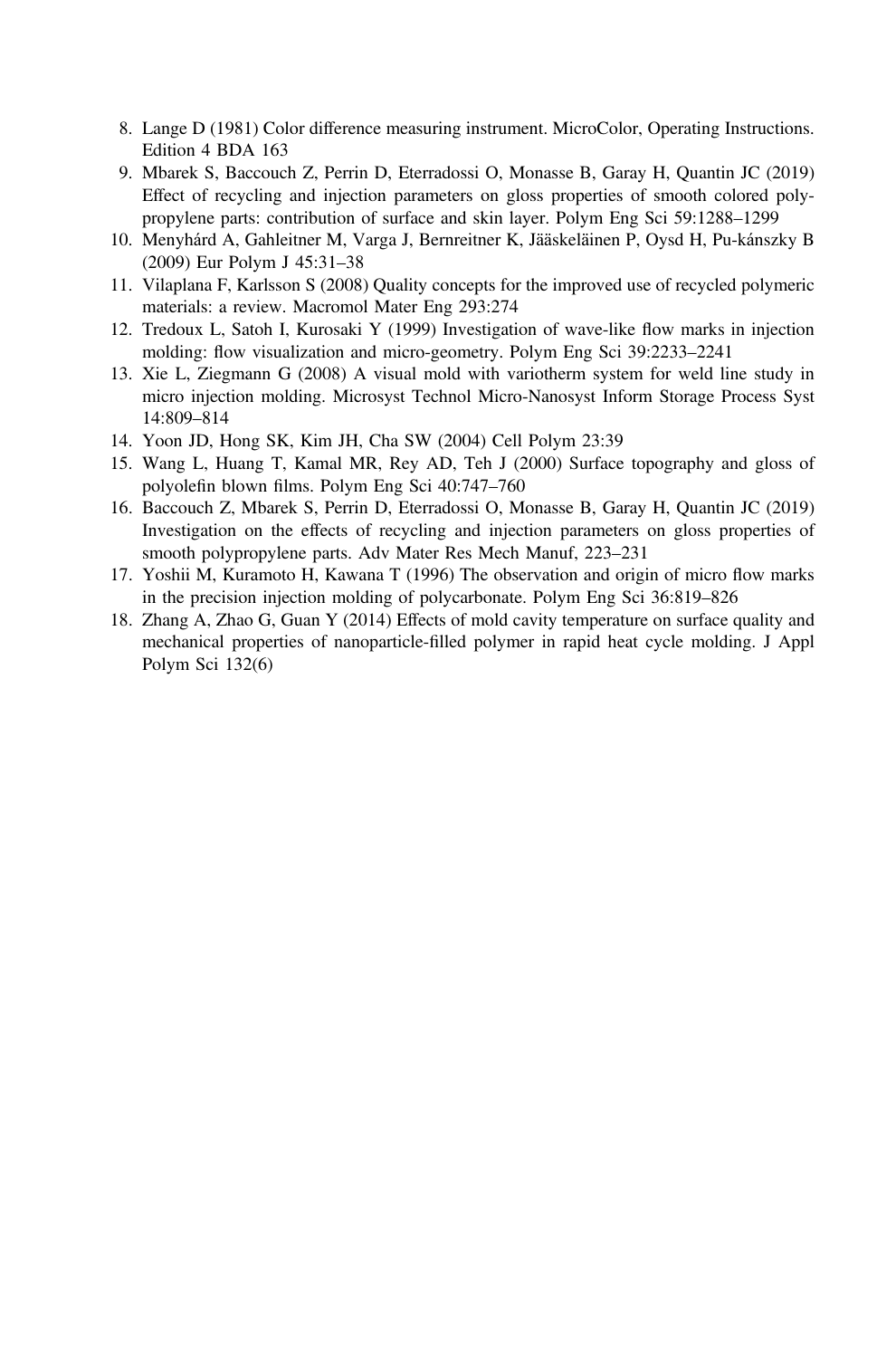8. Lange D (1981) Color difference measuring instrument. MicroColor, Operating Instructions. Edition 4 BDA 163
9. Mbarek S, Baccouch Z, Perrin D, Eterradossi O, Monasse B, Garay H, Quantin JC (2019) Effect of recycling and injection parameters on gloss properties of smooth colored polypropylene parts: contribution of surface and skin layer. Polym Eng Sci 59:1288–1299
10. Menyhárd A, Gahleitner M, Varga J, Bernreitner K, Jääskeläinen P, Oysd H, Pu-kánszky B (2009) Eur Polym J 45:31–38
11. Vilaplana F, Karlsson S (2008) Quality concepts for the improved use of recycled polymeric materials: a review. Macromol Mater Eng 293:274
12. Tredoux L, Satoh I, Kurosaki Y (1999) Investigation of wave-like flow marks in injection molding: flow visualization and micro-geometry. Polym Eng Sci 39:2233–2241
13. Xie L, Ziegmann G (2008) A visual mold with variotherm system for weld line study in micro injection molding. Microsyst Technol Micro-Nanosyst Inform Storage Process Syst 14:809–814
14. Yoon JD, Hong SK, Kim JH, Cha SW (2004) Cell Polym 23:39
15. Wang L, Huang T, Kamal MR, Rey AD, Teh J (2000) Surface topography and gloss of polyolefin blown films. Polym Eng Sci 40:747–760
16. Baccouch Z, Mbarek S, Perrin D, Eterradossi O, Monasse B, Garay H, Quantin JC (2019) Investigation on the effects of recycling and injection parameters on gloss properties of smooth polypropylene parts. Adv Mater Res Mech Manuf, 223–231
17. Yoshii M, Kuramoto H, Kawana T (1996) The observation and origin of micro flow marks in the precision injection molding of polycarbonate. Polym Eng Sci 36:819–826
18. Zhang A, Zhao G, Guan Y (2014) Effects of mold cavity temperature on surface quality and mechanical properties of nanoparticle-filled polymer in rapid heat cycle molding. J Appl Polym Sci 132(6)